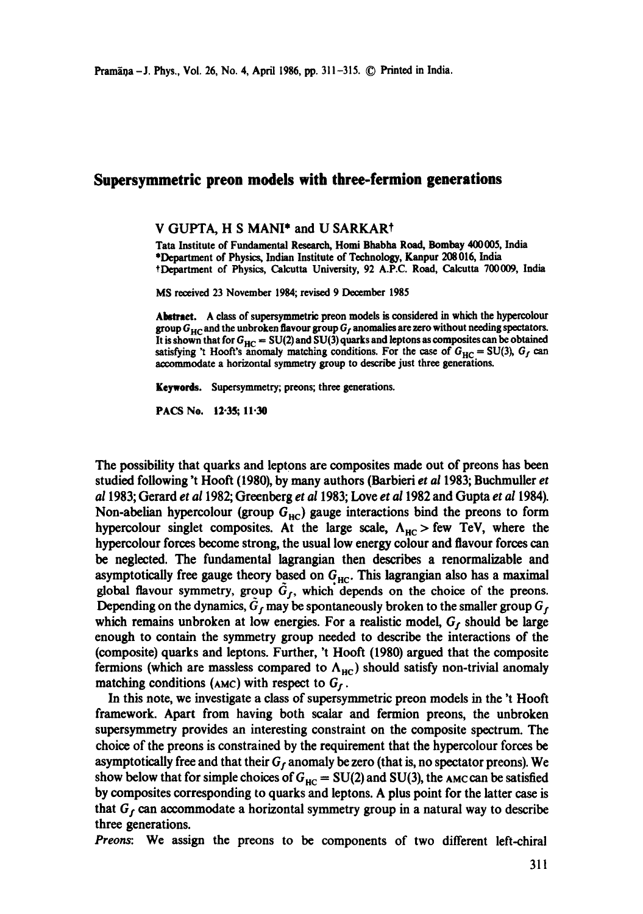# Supersymmetric preon models with three-fermion generations

V GUPTA, H S MANI* and U SARKAR†

Tata Institute of Fundamental Research, Homi Bhabha Road, Bombay 400005, India
*Department of Physics, Indian Institute of Technology, Kanpur 208016, India
†Department of Physics, Calcutta University, 92 A.P.C. Road, Calcutta 700009, India

MS received 23 November 1984; revised 9 December 1985

**Abstract.** A class of supersymmetric preon models is considered in which the hypercolour group $G_{HC}$ and the unbroken flavour group $G_f$ anomalies are zero without needing spectators. It is shown that for $G_{HC} = SU(2)$ and SU(3) quarks and leptons as composites can be obtained satisfying 't Hooft's anomaly matching conditions. For the case of $G_{HC} = SU(3)$, $G_f$ can accommodate a horizontal symmetry group to describe just three generations.

**Keywords.** Supersymmetry; preons; three generations.

**PACS No.** 12·35; 11·30

The possibility that quarks and leptons are composites made out of preons has been studied following 't Hooft (1980), by many authors (Barbieri *et al* 1983; Buchmuller *et al* 1983; Gerard *et al* 1982; Greenberg *et al* 1983; Love *et al* 1982 and Gupta *et al* 1984). Non-abelian hypercolour (group $G_{HC}$) gauge interactions bind the preons to form hypercolour singlet composites. At the large scale, $\Lambda_{HC} >$ few TeV, where the hypercolour forces become strong, the usual low energy colour and flavour forces can be neglected. The fundamental lagrangian then describes a renormalizable and asymptotically free gauge theory based on $G_{HC}$. This lagrangian also has a maximal global flavour symmetry, group $\tilde{G}_f$, which depends on the choice of the preons. Depending on the dynamics, $\tilde{G}_f$ may be spontaneously broken to the smaller group $G_f$ which remains unbroken at low energies. For a realistic model, $G_f$ should be large enough to contain the symmetry group needed to describe the interactions of the (composite) quarks and leptons. Further, 't Hooft (1980) argued that the composite fermions (which are massless compared to $\Lambda_{HC}$) should satisfy non-trivial anomaly matching conditions (AMC) with respect to $G_f$.

In this note, we investigate a class of supersymmetric preon models in the 't Hooft framework. Apart from having both scalar and fermion preons, the unbroken supersymmetry provides an interesting constraint on the composite spectrum. The choice of the preons is constrained by the requirement that the hypercolour forces be asymptotically free and that their $G_f$ anomaly be zero (that is, no spectator preons). We show below that for simple choices of $G_{HC} = SU(2)$ and SU(3), the AMC can be satisfied by composites corresponding to quarks and leptons. A plus point for the latter case is that $G_f$ can accommodate a horizontal symmetry group in a natural way to describe three generations.

*Preons*: We assign the preons to be components of two different left-chiral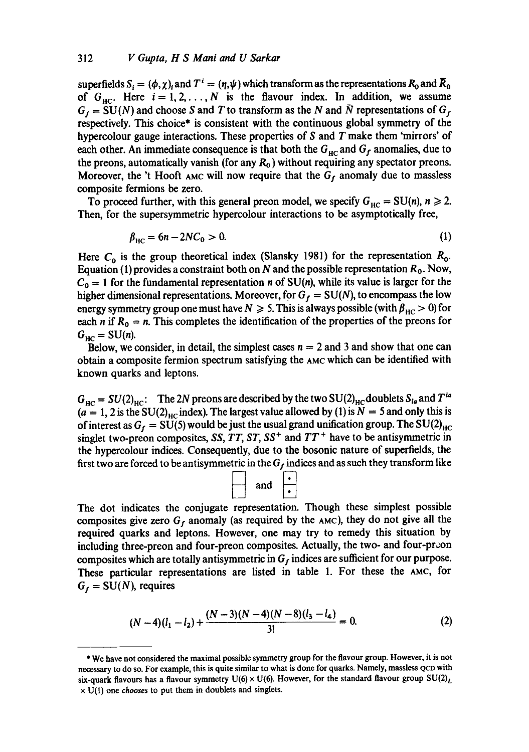superfields $S_i = (\phi, \chi)_i$ and $T^i = (\eta, \psi)$ which transform as the representations $R_0$ and $\bar{R}_0$ of $G_{HC}$. Here $i = 1, 2, \ldots, N$ is the flavour index. In addition, we assume $G_f = SU(N)$ and choose $S$ and $T$ to transform as the $N$ and $\bar{N}$ representations of $G_f$ respectively. This choice* is consistent with the continuous global symmetry of the hypercolour gauge interactions. These properties of $S$ and $T$ make them 'mirrors' of each other. An immediate consequence is that both the $G_{HC}$ and $G_f$ anomalies, due to the preons, automatically vanish (for any $R_0$) without requiring any spectator preons. Moreover, the 't Hooft AMC will now require that the $G_f$ anomaly due to massless composite fermions be zero.

To proceed further, with this general preon model, we specify $G_{HC} = SU(n)$, $n \geqslant 2$. Then, for the supersymmetric hypercolour interactions to be asymptotically free,

$$\beta_{HC} = 6n - 2NC_0 > 0. \tag{1}$$

Here $C_0$ is the group theoretical index (Slansky 1981) for the representation $R_0$. Equation (1) provides a constraint both on $N$ and the possible representation $R_0$. Now, $C_0 = 1$ for the fundamental representation $n$ of SU($n$), while its value is larger for the higher dimensional representations. Moreover, for $G_f = SU(N)$, to encompass the low energy symmetry group one must have $N \geqslant 5$. This is always possible (with $\beta_{HC} > 0$) for each $n$ if $R_0 = n$. This completes the identification of the properties of the preons for $G_{HC} = SU(n)$.

Below, we consider, in detail, the simplest cases $n = 2$ and 3 and show that one can obtain a composite fermion spectrum satisfying the AMC which can be identified with known quarks and leptons.

$G_{HC} = SU(2)_{HC}$: The $2N$ preons are described by the two $SU(2)_{HC}$ doublets $S_{ia}$ and $T^{ia}$ ($a = 1, 2$ is the $SU(2)_{HC}$ index). The largest value allowed by (1) is $N = 5$ and only this is of interest as $G_f = SU(5)$ would be just the usual grand unification group. The $SU(2)_{HC}$ singlet two-preon composites, $SS$, $TT$, $ST$, $SS^+$ and $TT^+$ have to be antisymmetric in the hypercolour indices. Consequently, due to the bosonic nature of superfields, the first two are forced to be antisymmetric in the $G_f$ indices and as such they transform like

$$\begin{array}{|c|}\hline \; \\ \hline \; \\ \hline \end{array} \quad \text{and} \quad \begin{array}{|c|}\hline \cdot \\ \hline \cdot \\ \hline \end{array}$$

The dot indicates the conjugate representation. Though these simplest possible composites give zero $G_f$ anomaly (as required by the AMC), they do not give all the required quarks and leptons. However, one may try to remedy this situation by including three-preon and four-preon composites. Actually, the two- and four-preon composites which are totally antisymmetric in $G_f$ indices are sufficient for our purpose. These particular representations are listed in table 1. For these the AMC, for $G_f = SU(N)$, requires

$$(N-4)(l_1 - l_2) + \frac{(N-3)(N-4)(N-8)(l_3 - l_4)}{3!} = 0. \tag{2}$$

---

* We have not considered the maximal possible symmetry group for the flavour group. However, it is not necessary to do so. For example, this is quite similar to what is done for quarks. Namely, massless QCD with six-quark flavours has a flavour symmetry U(6) × U(6). However, for the standard flavour group $SU(2)_L \times U(1)$ one *chooses* to put them in doublets and singlets.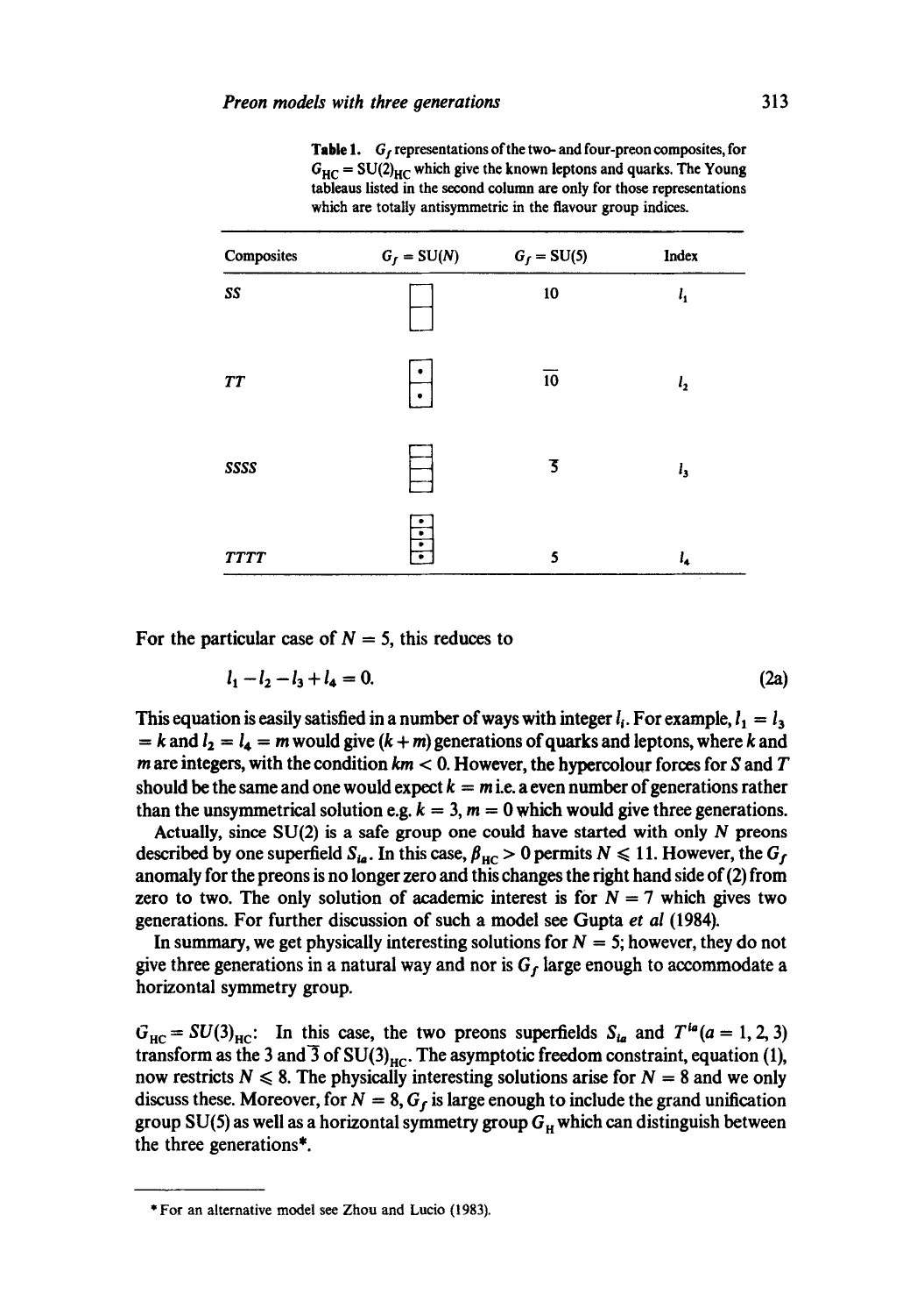**Table 1.** $G_f$ representations of the two- and four-preon composites, for $G_{HC} = SU(2)_{HC}$ which give the known leptons and quarks. The Young tableaus listed in the second column are only for those representations which are totally antisymmetric in the flavour group indices.

| Composites | $G_f = SU(N)$ | $G_f = SU(5)$ | Index |
|---|---|---|---|
| $SS$ | (column of 2 boxes) | 10 | $l_1$ |
| $TT$ | (column of 2 dotted boxes) | $\overline{10}$ | $l_2$ |
| $SSSS$ | (column of 4 boxes) | $\overline{5}$ | $l_3$ |
| $TTTT$ | (column of 4 dotted boxes) | 5 | $l_4$ |

For the particular case of $N = 5$, this reduces to

$$l_1 - l_2 - l_3 + l_4 = 0. \tag{2a}$$

This equation is easily satisfied in a number of ways with integer $l_i$. For example, $l_1 = l_3 = k$ and $l_2 = l_4 = m$ would give $(k + m)$ generations of quarks and leptons, where $k$ and $m$ are integers, with the condition $km < 0$. However, the hypercolour forces for $S$ and $T$ should be the same and one would expect $k = m$ i.e. a even number of generations rather than the unsymmetrical solution e.g. $k = 3$, $m = 0$ which would give three generations.

Actually, since SU(2) is a safe group one could have started with only $N$ preons described by one superfield $S_{ia}$. In this case, $\beta_{HC} > 0$ permits $N \leqslant 11$. However, the $G_f$ anomaly for the preons is no longer zero and this changes the right hand side of (2) from zero to two. The only solution of academic interest is for $N = 7$ which gives two generations. For further discussion of such a model see Gupta *et al* (1984).

In summary, we get physically interesting solutions for $N = 5$; however, they do not give three generations in a natural way and nor is $G_f$ large enough to accommodate a horizontal symmetry group.

$G_{HC} = SU(3)_{HC}$: In this case, the two preons superfields $S_{ia}$ and $T^{ia}(a = 1, 2, 3)$ transform as the 3 and $\overline{3}$ of $SU(3)_{HC}$. The asymptotic freedom constraint, equation (1), now restricts $N \leqslant 8$. The physically interesting solutions arise for $N = 8$ and we only discuss these. Moreover, for $N = 8$, $G_f$ is large enough to include the grand unification group SU(5) as well as a horizontal symmetry group $G_H$ which can distinguish between the three generations*.

---

* For an alternative model see Zhou and Lucio (1983).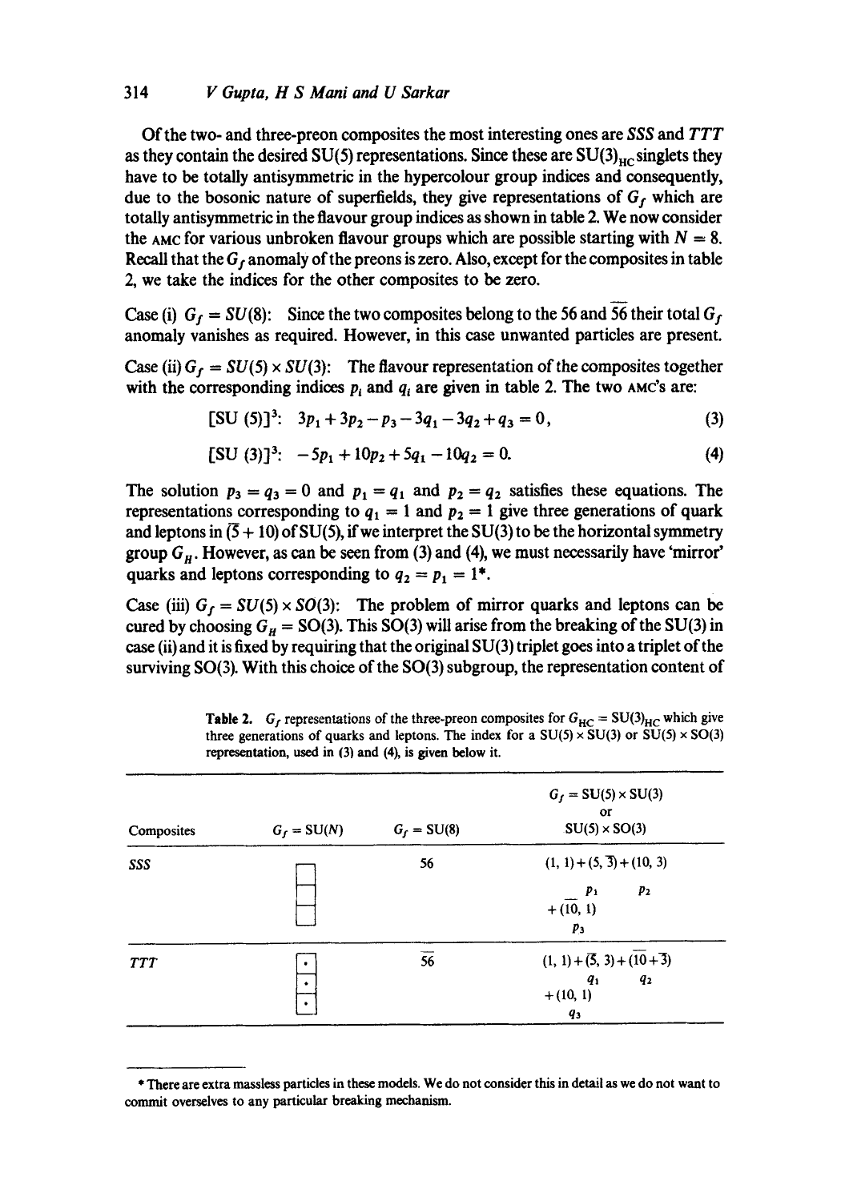Of the two- and three-preon composites the most interesting ones are $SSS$ and $TTT$ as they contain the desired SU(5) representations. Since these are $SU(3)_{HC}$ singlets they have to be totally antisymmetric in the hypercolour group indices and consequently, due to the bosonic nature of superfields, they give representations of $G_f$ which are totally antisymmetric in the flavour group indices as shown in table 2. We now consider the AMC for various unbroken flavour groups which are possible starting with $N = 8$. Recall that the $G_f$ anomaly of the preons is zero. Also, except for the composites in table 2, we take the indices for the other composites to be zero.

Case (i) $G_f = SU(8)$: Since the two composites belong to the 56 and $\overline{56}$ their total $G_f$ anomaly vanishes as required. However, in this case unwanted particles are present.

Case (ii) $G_f = SU(5) \times SU(3)$: The flavour representation of the composites together with the corresponding indices $p_i$ and $q_i$ are given in table 2. The two AMC's are:

$$[\mathrm{SU}(5)]^3: \quad 3p_1 + 3p_2 - p_3 - 3q_1 - 3q_2 + q_3 = 0, \tag{3}$$

$$[\mathrm{SU}(3)]^3: \quad -5p_1 + 10p_2 + 5q_1 - 10q_2 = 0. \tag{4}$$

The solution $p_3 = q_3 = 0$ and $p_1 = q_1$ and $p_2 = q_2$ satisfies these equations. The representations corresponding to $q_1 = 1$ and $p_2 = 1$ give three generations of quark and leptons in $(\bar{5} + 10)$ of SU(5), if we interpret the SU(3) to be the horizontal symmetry group $G_H$. However, as can be seen from (3) and (4), we must necessarily have 'mirror' quarks and leptons corresponding to $q_2 = p_1 = 1$*.

Case (iii) $G_f = SU(5) \times SO(3)$: The problem of mirror quarks and leptons can be cured by choosing $G_H = \mathrm{SO}(3)$. This SO(3) will arise from the breaking of the SU(3) in case (ii) and it is fixed by requiring that the original SU(3) triplet goes into a triplet of the surviving SO(3). With this choice of the SO(3) subgroup, the representation content of

**Table 2.** $G_f$ representations of the three-preon composites for $G_{HC} = \mathrm{SU}(3)_{HC}$ which give three generations of quarks and leptons. The index for a SU(5) × SU(3) or SU(5) × SO(3) representation, used in (3) and (4), is given below it.

| Composites | $G_f = \mathrm{SU}(N)$ | $G_f = \mathrm{SU}(8)$ | $G_f = \mathrm{SU}(5) \times \mathrm{SU}(3)$ or $\mathrm{SU}(5) \times \mathrm{SO}(3)$ |
|---|---|---|---|
| $SSS$ | (three vertically stacked boxes) | 56 | $(1, 1) + (5, \bar{3}) + (10, 3) + (\overline{10}, 1)$; indices: $(5, \bar{3})$: $p_1$, $(10, 3)$: $p_2$, $(\overline{10}, 1)$: $p_3$ |
| $TTT$ | (three vertically stacked boxes with dots) | $\overline{56}$ | $(1, 1) + (\bar{5}, 3) + (\overline{10} + \bar{3}) + (10, 1)$; indices: $(\bar{5}, 3)$: $q_1$, $(\overline{10} + \bar{3})$: $q_2$, $(10, 1)$: $q_3$ |

* There are extra massless particles in these models. We do not consider this in detail as we do not want to commit overselves to any particular breaking mechanism.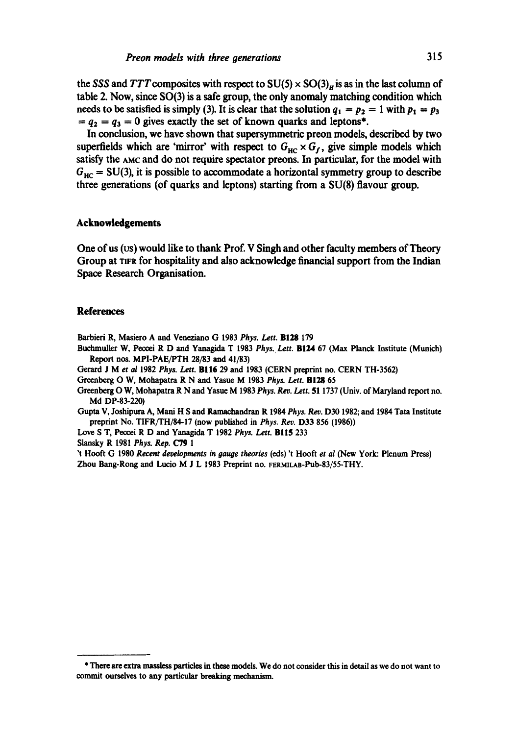the $SSS$ and $TTT$ composites with respect to $SU(5) \times SO(3)_H$ is as in the last column of table 2. Now, since SO(3) is a safe group, the only anomaly matching condition which needs to be satisfied is simply (3). It is clear that the solution $q_1 = p_2 = 1$ with $p_1 = p_3 = q_2 = q_3 = 0$ gives exactly the set of known quarks and leptons*.

In conclusion, we have shown that supersymmetric preon models, described by two superfields which are 'mirror' with respect to $G_{\mathrm{HC}} \times G_f$, give simple models which satisfy the AMC and do not require spectator preons. In particular, for the model with $G_{\mathrm{HC}} = SU(3)$, it is possible to accommodate a horizontal symmetry group to describe three generations (of quarks and leptons) starting from a SU(8) flavour group.

## Acknowledgements

One of us (US) would like to thank Prof. V Singh and other faculty members of Theory Group at TIFR for hospitality and also acknowledge financial support from the Indian Space Research Organisation.

## References

Barbieri R, Masiero A and Veneziano G 1983 *Phys. Lett.* **B128** 179

Buchmuller W, Peccei R D and Yanagida T 1983 *Phys. Lett.* **B124** 67 (Max Planck Institute (Munich) Report nos. MPI-PAE/PTH 28/83 and 41/83)

Gerard J M *et al* 1982 *Phys. Lett.* **B116** 29 and 1983 (CERN preprint no. CERN TH-3562)

Greenberg O W, Mohapatra R N and Yasue M 1983 *Phys. Lett.* **B128** 65

Greenberg O W, Mohapatra R N and Yasue M 1983 *Phys. Rev. Lett.* **51** 1737 (Univ. of Maryland report no. Md DP-83-220)

Gupta V, Joshipura A, Mani H S and Ramachandran R 1984 *Phys. Rev.* D30 1982; and 1984 Tata Institute preprint No. TIFR/TH/84-17 (now published in *Phys. Rev.* **D33** 856 (1986))

Love S T, Peccei R D and Yanagida T 1982 *Phys. Lett.* **B115** 233

Slansky R 1981 *Phys. Rep.* **C79** 1

't Hooft G 1980 *Recent developments in gauge theories* (eds) 't Hooft *et al* (New York: Plenum Press)

Zhou Bang-Rong and Lucio M J L 1983 Preprint no. FERMILAB-Pub-83/55-THY.

---

* There are extra massless particles in these models. We do not consider this in detail as we do not want to commit ourselves to any particular breaking mechanism.